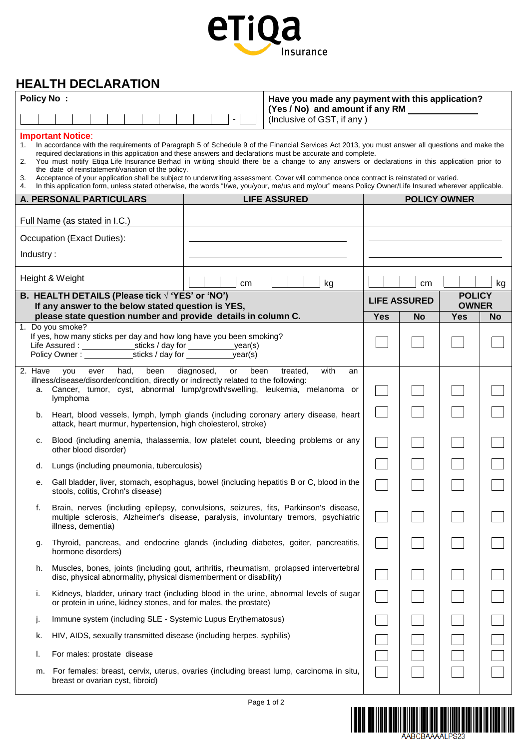# HEALTH DECLARATION

| Policy No : | Have you made any payment with this application? (Yes / No) and amount if any RM ______ (Inclusive of GST, if any ) |
|---|---|
| &#124; &#124; &#124; &#124; &#124; &#124; &#124; &#124; &#124; &#124; &#124; &#124; - &#124; &#124; | |

**Important Notice**:

1. In accordance with the requirements of Paragraph 5 of Schedule 9 of the Financial Services Act 2013, you must answer all questions and make the required declarations in this application and these answers and declarations must be accurate and complete.
2. You must notify Etiqa Life Insurance Berhad in writing should there be a change to any answers or declarations in this application prior to the date of reinstatement/variation of the policy.
3. Acceptance of your application shall be subject to underwriting assessment. Cover will commence once contract is reinstated or varied.
4. In this application form, unless stated otherwise, the words "I/we, you/your, me/us and my/our" means Policy Owner/Life Insured wherever applicable.

| A. PERSONAL PARTICULARS | LIFE ASSURED | POLICY OWNER |
|---|---|---|
| Full Name (as stated in I.C.) | | |
| Occupation (Exact Duties): | ______ | ______ |
| Industry : | ______ | ______ |
| Height & Weight | ___ cm ___ kg | ___ cm ___ kg |

| B. HEALTH DETAILS (Please tick √ 'YES' or 'NO') If any answer to the below stated question is YES, please state question number and provide details in column C. | LIFE ASSURED | | POLICY OWNER | |
|---|---|---|---|---|
| | Yes | No | Yes | No |
| 1. Do you smoke? If yes, how many sticks per day and how long have you been smoking? Life Assured : ______sticks / day for ______year(s) Policy Owner : ______sticks / day for ______year(s) | ☐ | ☐ | ☐ | ☐ |
| 2. Have you ever had, been diagnosed, or been treated, with an illness/disease/disorder/condition, directly or indirectly related to the following: | | | | |
| a. Cancer, tumor, cyst, abnormal lump/growth/swelling, leukemia, melanoma or lymphoma | ☐ | ☐ | ☐ | ☐ |
| b. Heart, blood vessels, lymph, lymph glands (including coronary artery disease, heart attack, heart murmur, hypertension, high cholesterol, stroke) | ☐ | ☐ | ☐ | ☐ |
| c. Blood (including anemia, thalassemia, low platelet count, bleeding problems or any other blood disorder) | ☐ | ☐ | ☐ | ☐ |
| d. Lungs (including pneumonia, tuberculosis) | ☐ | ☐ | ☐ | ☐ |
| e. Gall bladder, liver, stomach, esophagus, bowel (including hepatitis B or C, blood in the stools, colitis, Crohn's disease) | ☐ | ☐ | ☐ | ☐ |
| f. Brain, nerves (including epilepsy, convulsions, seizures, fits, Parkinson's disease, multiple sclerosis, Alzheimer's disease, paralysis, involuntary tremors, psychiatric illness, dementia) | ☐ | ☐ | ☐ | ☐ |
| g. Thyroid, pancreas, and endocrine glands (including diabetes, goiter, pancreatitis, hormone disorders) | ☐ | ☐ | ☐ | ☐ |
| h. Muscles, bones, joints (including gout, arthritis, rheumatism, prolapsed intervertebral disc, physical abnormality, physical dismemberment or disability) | ☐ | ☐ | ☐ | ☐ |
| i. Kidneys, bladder, urinary tract (including blood in the urine, abnormal levels of sugar or protein in urine, kidney stones, and for males, the prostate) | ☐ | ☐ | ☐ | ☐ |
| j. Immune system (including SLE - Systemic Lupus Erythematosus) | ☐ | ☐ | ☐ | ☐ |
| k. HIV, AIDS, sexually transmitted disease (including herpes, syphilis) | ☐ | ☐ | ☐ | ☐ |
| l. For males: prostate disease | ☐ | ☐ | ☐ | ☐ |
| m. For females: breast, cervix, uterus, ovaries (including breast lump, carcinoma in situ, breast or ovarian cyst, fibroid) | ☐ | ☐ | ☐ | ☐ |

AABCBAAAALPS23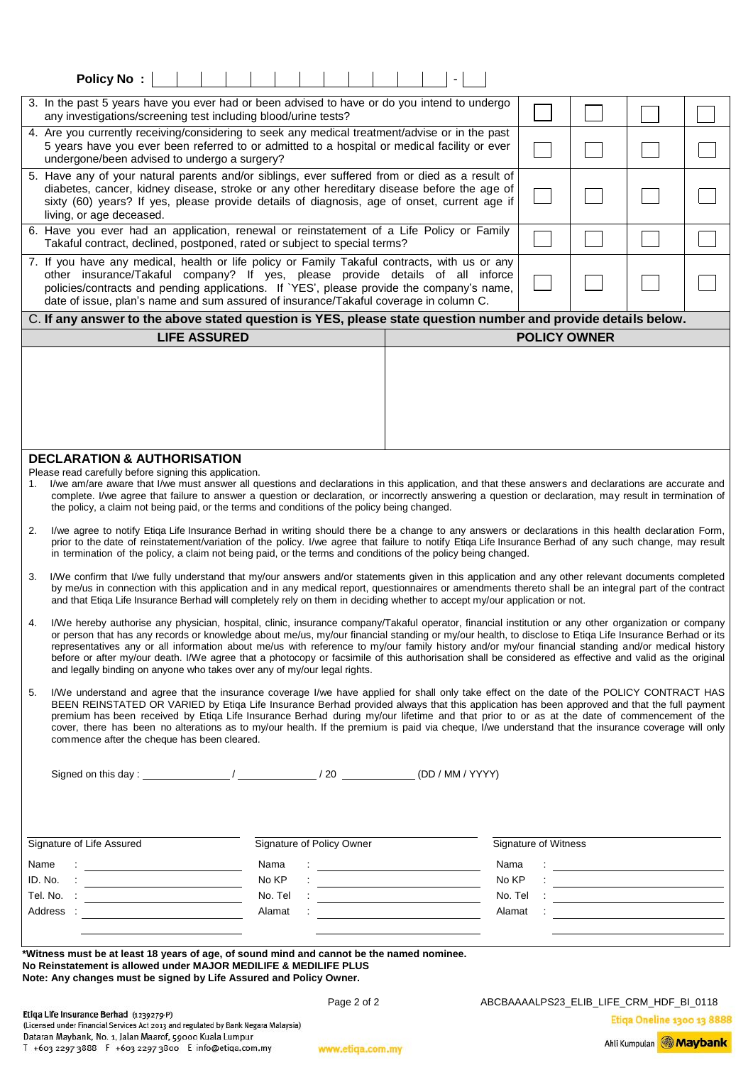**Policy No :** | | | | | | | | | | | | | - | |

| | | | | |
|---|---|---|---|---|
| 3. In the past 5 years have you ever had or been advised to have or do you intend to undergo any investigations/screening test including blood/urine tests? | ☐ | ☐ | ☐ | ☐ |
| 4. Are you currently receiving/considering to seek any medical treatment/advise or in the past 5 years have you ever been referred to or admitted to a hospital or medical facility or ever undergone/been advised to undergo a surgery? | ☐ | ☐ | ☐ | ☐ |
| 5. Have any of your natural parents and/or siblings, ever suffered from or died as a result of diabetes, cancer, kidney disease, stroke or any other hereditary disease before the age of sixty (60) years? If yes, please provide details of diagnosis, age of onset, current age if living, or age deceased. | ☐ | ☐ | ☐ | ☐ |
| 6. Have you ever had an application, renewal or reinstatement of a Life Policy or Family Takaful contract, declined, postponed, rated or subject to special terms? | ☐ | ☐ | ☐ | ☐ |
| 7. If you have any medical, health or life policy or Family Takaful contracts, with us or any other insurance/Takaful company? If yes, please provide details of all inforce policies/contracts and pending applications. If `YES', please provide the company's name, date of issue, plan's name and sum assured of insurance/Takaful coverage in column C. | ☐ | ☐ | ☐ | ☐ |

C. **If any answer to the above stated question is YES, please state question number and provide details below.**

| LIFE ASSURED | POLICY OWNER |
|---|---|
| | |

## DECLARATION & AUTHORISATION

Please read carefully before signing this application.

1. I/we am/are aware that I/we must answer all questions and declarations in this application, and that these answers and declarations are accurate and complete. I/we agree that failure to answer a question or declaration, or incorrectly answering a question or declaration, may result in termination of the policy, a claim not being paid, or the terms and conditions of the policy being changed.

2. I/we agree to notify Etiqa Life Insurance Berhad in writing should there be a change to any answers or declarations in this health declaration Form, prior to the date of reinstatement/variation of the policy. I/we agree that failure to notify Etiqa Life Insurance Berhad of any such change, may result in termination of the policy, a claim not being paid, or the terms and conditions of the policy being changed.

3. I/We confirm that I/we fully understand that my/our answers and/or statements given in this application and any other relevant documents completed by me/us in connection with this application and in any medical report, questionnaires or amendments thereto shall be an integral part of the contract and that Etiqa Life Insurance Berhad will completely rely on them in deciding whether to accept my/our application or not.

4. I/We hereby authorise any physician, hospital, clinic, insurance company/Takaful operator, financial institution or any other organization or company or person that has any records or knowledge about me/us, my/our financial standing or my/our health, to disclose to Etiqa Life Insurance Berhad or its representatives any or all information about me/us with reference to my/our family history and/or my/our financial standing and/or medical history before or after my/our death. I/We agree that a photocopy or facsimile of this authorisation shall be considered as effective and valid as the original and legally binding on anyone who takes over any of my/our legal rights.

5. I/We understand and agree that the insurance coverage I/we have applied for shall only take effect on the date of the POLICY CONTRACT HAS BEEN REINSTATED OR VARIED by Etiqa Life Insurance Berhad provided always that this application has been approved and that the full payment premium has been received by Etiqa Life Insurance Berhad during my/our lifetime and that prior to or as at the date of commencement of the cover, there has been no alterations as to my/our health. If the premium is paid via cheque, I/we understand that the insurance coverage will only commence after the cheque has been cleared.

Signed on this day : ______________ / ______________ / 20 ____________ (DD / MM / YYYY)

| Signature of Life Assured | Signature of Policy Owner | Signature of Witness |
|---|---|---|
| Name : | Nama : | Nama : |
| ID. No. : | No KP : | No KP : |
| Tel. No. : | No. Tel : | No. Tel : |
| Address : | Alamat : | Alamat : |

**\*Witness must be at least 18 years of age, of sound mind and cannot be the named nominee.**
**No Reinstatement is allowed under MAJOR MEDILIFE & MEDILIFE PLUS**
**Note: Any changes must be signed by Life Assured and Policy Owner.**

ABCBAAAALPS23_ELIB_LIFE_CRM_HDF_BI_0118

Etiqa Life Insurance Berhad (1239279-P)
(Licensed under Financial Services Act 2013 and regulated by Bank Negara Malaysia)
Dataran Maybank, No. 1, Jalan Maarof, 59000 Kuala Lumpur
T +603 2297 3888 F +603 2297 3800 E info@etiqa.com.my

www.etiqa.com.my

Etiqa Oneline 1300 13 8888

Ahli Kumpulan Maybank